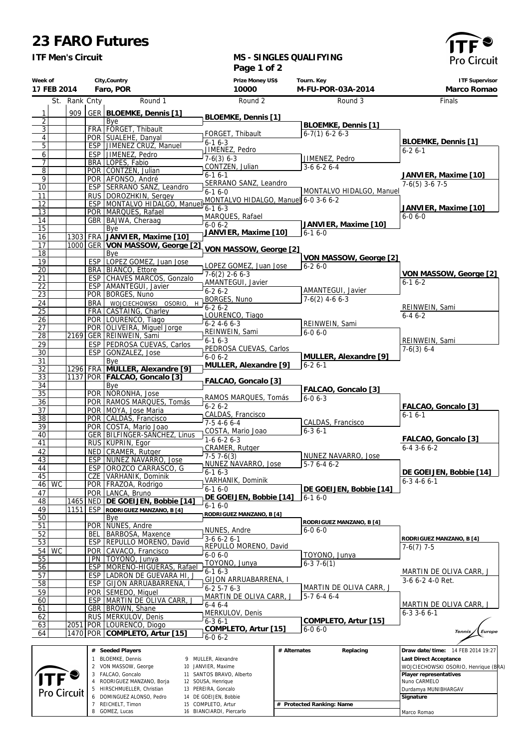# 23 FARO Futures

**ITF Men's Circuit**

**MS - SINGLES QUALIFYING**

| Week of | City,Country | Prize Money US$ | Tourn. Key | ITF Supervisor |
|---|---|---|---|---|
| 17 FEB 2014 | Faro, POR | 10000 | M-FU-POR-03A-2014 | Marco Romao |

| # | St. | Rank | Cnty | Round 1 | Round 2 | Round 3 | Finals |
|---|---|---|---|---|---|---|---|
| 1 | | 909 | GER | **BLOEMKE, Dennis [1]** | **BLOEMKE, Dennis [1]** | | |
| 2 | | | | Bye | | **BLOEMKE, Dennis [1]** | |
| 3 | | | FRA | FORGET, Thibault | FORGET, Thibault | 6-7(1) 6-2 6-3 | |
| 4 | | | POR | SUALEHE, Danyal | 6-1 6-3 | | **BLOEMKE, Dennis [1]** |
| 5 | | | ESP | JIMENEZ CRUZ, Manuel | JIMENEZ, Pedro | | 6-2 6-1 |
| 6 | | | ESP | JIMENEZ, Pedro | 7-6(3) 6-3 | JIMENEZ, Pedro | |
| 7 | | | BRA | LOPES, Fabio | CONTZEN, Julian | 3-6 6-2 6-4 | |
| 8 | | | POR | CONTZEN, Julian | 6-1 6-1 | | **JANVIER, Maxime [10]** |
| 9 | | | POR | AFONSO, André | SERRANO SANZ, Leandro | | 7-6(5) 3-6 7-5 |
| 10 | | | ESP | SERRANO SANZ, Leandro | 6-1 6-0 | MONTALVO HIDALGO, Manuel | |
| 11 | | | RUS | DOROZHKIN, Sergey | MONTALVO HIDALGO, Manuel | 6-0 3-6 6-2 | |
| 12 | | | ESP | MONTALVO HIDALGO, Manuel | 6-1 6-3 | | **JANVIER, Maxime [10]** |
| 13 | | | POR | MARQUES, Rafael | MARQUES, Rafael | | 6-0 6-0 |
| 14 | | | GBR | BAJWA, Cheraag | 6-0 6-2 | **JANVIER, Maxime [10]** | |
| 15 | | | | Bye | **JANVIER, Maxime [10]** | 6-1 6-0 | |
| 16 | | 1303 | FRA | **JANVIER, Maxime [10]** | | | |
| 17 | | 1000 | GER | **VON MASSOW, George [2]** | **VON MASSOW, George [2]** | | |
| 18 | | | | Bye | | **VON MASSOW, George [2]** | |
| 19 | | | ESP | LOPEZ GOMEZ, Juan Jose | LOPEZ GOMEZ, Juan Jose | 6-2 6-0 | |
| 20 | | | BRA | BIANCO, Ettore | 7-6(2) 2-6 6-3 | | **VON MASSOW, George [2]** |
| 21 | | | ESP | CHAVES MARCOS, Gonzalo | AMANTEGUI, Javier | | 6-1 6-2 |
| 22 | | | ESP | AMANTEGUI, Javier | 6-2 6-2 | AMANTEGUI, Javier | |
| 23 | | | POR | BORGES, Nuno | BORGES, Nuno | 7-6(2) 4-6 6-3 | |
| 24 | | | BRA | WOJCIECHOWSKI OSORIO, H | 6-2 6-2 | | REINWEIN, Sami |
| 25 | | | FRA | CASTAING, Charley | LOURENCO, Tiago | | 6-4 6-2 |
| 26 | | | POR | LOURENCO, Tiago | 6-2 4-6 6-3 | REINWEIN, Sami | |
| 27 | | | POR | OLIVEIRA, Miguel Jorge | REINWEIN, Sami | 6-0 6-0 | |
| 28 | | 2169 | GER | REINWEIN, Sami | 6-1 6-3 | | REINWEIN, Sami |
| 29 | | | ESP | PEDROSA CUEVAS, Carlos | PEDROSA CUEVAS, Carlos | | 7-6(3) 6-4 |
| 30 | | | ESP | GONZALEZ, Jose | 6-0 6-2 | **MULLER, Alexandre [9]** | |
| 31 | | | | Bye | **MULLER, Alexandre [9]** | 6-2 6-1 | |
| 32 | | 1296 | FRA | **MULLER, Alexandre [9]** | | | |
| 33 | | 1137 | POR | **FALCAO, Goncalo [3]** | **FALCAO, Goncalo [3]** | | |
| 34 | | | | Bye | | **FALCAO, Goncalo [3]** | |
| 35 | | | POR | NORONHA, Jose | RAMOS MARQUES, Tomás | 6-0 6-3 | |
| 36 | | | POR | RAMOS MARQUES, Tomás | 6-2 6-2 | | **FALCAO, Goncalo [3]** |
| 37 | | | POR | MOYA, Jose Maria | CALDAS, Francisco | | 6-1 6-1 |
| 38 | | | POR | CALDAS, Francisco | 7-5 4-6 6-4 | CALDAS, Francisco | |
| 39 | | | POR | COSTA, Mario Joao | COSTA, Mario Joao | 6-3 6-1 | |
| 40 | | | GER | BILFINGER-SANCHEZ, Linus | 1-6 6-2 6-3 | | **FALCAO, Goncalo [3]** |
| 41 | | | RUS | KUPRIN, Egor | CRAMER, Rutger | | 6-4 3-6 6-2 |
| 42 | | | NED | CRAMER, Rutger | 7-5 7-6(3) | NUNEZ NAVARRO, Jose | |
| 43 | | | ESP | NUNEZ NAVARRO, Jose | NUNEZ NAVARRO, Jose | 5-7 6-4 6-2 | |
| 44 | | | ESP | OROZCO CARRASCO, G | 6-1 6-3 | | **DE GOEIJEN, Bobbie [14]** |
| 45 | | | CZE | VARHANIK, Dominik | VARHANIK, Dominik | | 6-3 4-6 6-1 |
| 46 | WC | | POR | FRAZOA, Rodrigo | 6-1 6-0 | **DE GOEIJEN, Bobbie [14]** | |
| 47 | | | POR | LANCA, Bruno | **DE GOEIJEN, Bobbie [14]** | 6-1 6-0 | |
| 48 | | 1465 | NED | **DE GOEIJEN, Bobbie [14]** | 6-1 6-0 | | |
| 49 | | 1151 | ESP | **RODRIGUEZ MANZANO, B [4]** | **RODRIGUEZ MANZANO, B [4]** | | |
| 50 | | | | Bye | | **RODRIGUEZ MANZANO, B [4]** | |
| 51 | | | POR | NUNES, Andre | NUNES, Andre | 6-0 6-0 | |
| 52 | | | BEL | BARBOSA, Maxence | 3-6 6-2 6-1 | | **RODRIGUEZ MANZANO, B [4]** |
| 53 | | | ESP | REPULLO MORENO, David | REPULLO MORENO, David | | 7-6(7) 7-5 |
| 54 | WC | | POR | CAVACO, Francisco | 6-0 6-0 | TOYONO, Junya | |
| 55 | | | JPN | TOYONO, Junya | TOYONO, Junya | 6-3 7-6(1) | |
| 56 | | | ESP | MORENO-HIGUERAS, Rafael | 6-1 6-3 | | MARTIN DE OLIVA CARR, J |
| 57 | | | ESP | LADRON DE GUEVARA HI, J | GIJON ARRUABARRENA, I | | 3-6 6-2 4-0 Ret. |
| 58 | | | ESP | GIJON ARRUABARRENA, I | 6-2 5-7 6-3 | MARTIN DE OLIVA CARR, J | |
| 59 | | | POR | SEMEDO, Miguel | MARTIN DE OLIVA CARR, J | 5-7 6-4 6-4 | |
| 60 | | | ESP | MARTIN DE OLIVA CARR, J | 6-4 6-4 | | MARTIN DE OLIVA CARR, J |
| 61 | | | GBR | BROWN, Shane | MERKULOV, Denis | | 6-3 3-6 6-1 |
| 62 | | | RUS | MERKULOV, Denis | 6-3 6-1 | **COMPLETO, Artur [15]** | |
| 63 | | 2051 | POR | LOURENCO, Diogo | **COMPLETO, Artur [15]** | 6-0 6-0 | |
| 64 | | 1470 | POR | **COMPLETO, Artur [15]** | 6-0 6-2 | | |

| # | Seeded Players | # | Seeded Players |
|---|---|---|---|
| 1 | BLOEMKE, Dennis | 9 | MULLER, Alexandre |
| 2 | VON MASSOW, George | 10 | JANVIER, Maxime |
| 3 | FALCAO, Goncalo | 11 | SANTOS BRAVO, Alberto |
| 4 | RODRIGUEZ MANZANO, Borja | 12 | SOUSA, Henrique |
| 5 | HIRSCHMUELLER, Christian | 13 | PEREIRA, Goncalo |
| 6 | DOMINGUEZ ALONSO, Pedro | 14 | DE GOEIJEN, Bobbie |
| 7 | REICHELT, Timon | 15 | COMPLETO, Artur |
| 8 | GOMEZ, Lucas | 16 | BIANCIARDI, Piercarlo |

| # Alternates | Replacing |
|---|---|
| | |

**# Protected Ranking: Name**

**Draw date/time:** 14 FEB 2014 19:27

**Last Direct Acceptance**
WOJCIECHOWSKI OSORIO, Henrique (BRA)

**Player representatives**
Nuno CARMELO
Durdamya MUNIBHARGAV

**Signature**
Marco Romao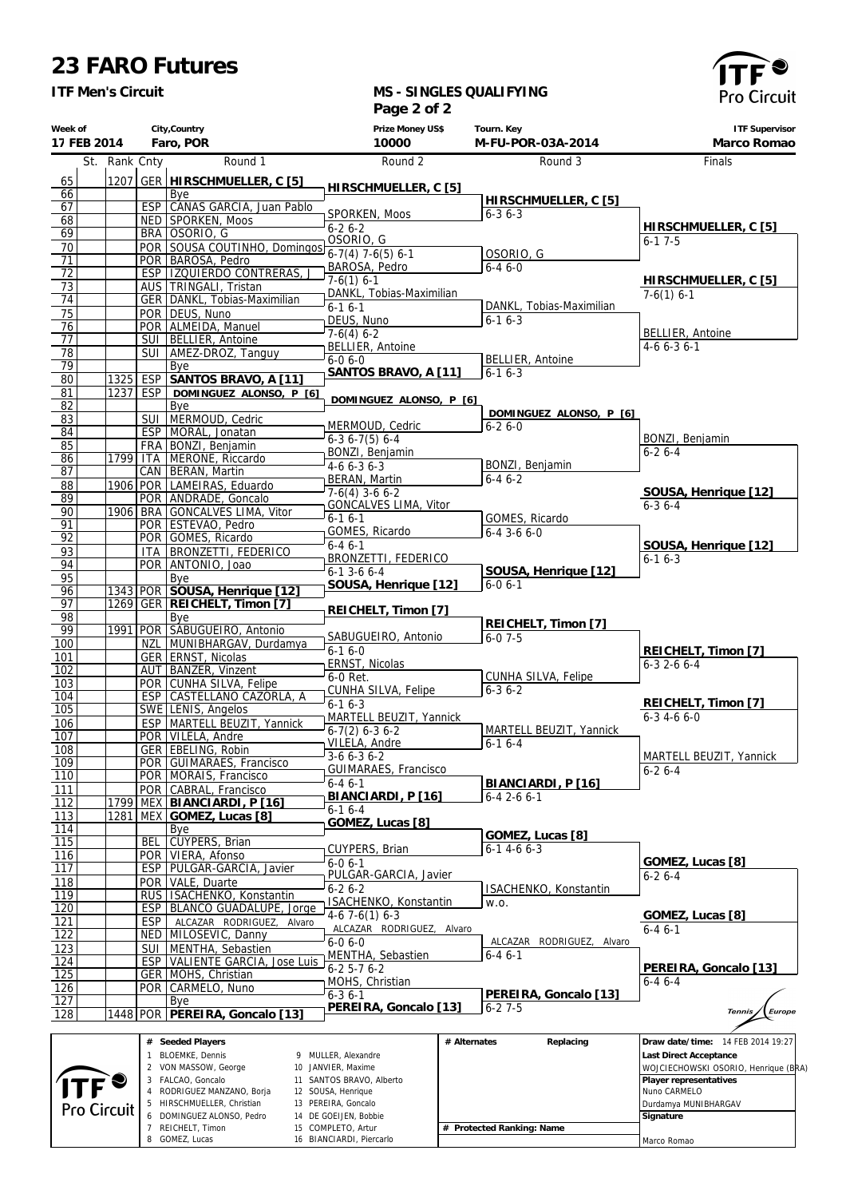# 23 FARO Futures

**ITF Men's Circuit**

**MS - SINGLES QUALIFYING**

| Week of | City,Country | Prize Money US$ | Tourn. Key | ITF Supervisor |
|---|---|---|---|---|
| 17 FEB 2014 | Faro, POR | 10000 | M-FU-POR-03A-2014 | Marco Romao |

| St. | Rank | Cnty | Round 1 | Round 2 | Round 3 | Finals |
|---|---|---|---|---|---|---|
| 65 | 1207 | GER | **HIRSCHMUELLER, C [5]** | **HIRSCHMUELLER, C [5]** | | |
| 66 | | | Bye | | **HIRSCHMUELLER, C [5]** | |
| 67 | | ESP | CANAS GARCIA, Juan Pablo | SPORKEN, Moos | 6-3 6-3 | |
| 68 | | NED | SPORKEN, Moos | 6-2 6-2 | | **HIRSCHMUELLER, C [5]** |
| 69 | | BRA | OSORIO, G | OSORIO, G | | 6-1 7-5 |
| 70 | | POR | SOUSA COUTINHO, Domingos | 6-7(4) 7-6(5) 6-1 | OSORIO, G | |
| 71 | | POR | BAROSA, Pedro | BAROSA, Pedro | 6-4 6-0 | |
| 72 | | ESP | IZQUIERDO CONTRERAS, J | 7-6(1) 6-1 | | **HIRSCHMUELLER, C [5]** |
| 73 | | AUS | TRINGALI, Tristan | DANKL, Tobias-Maximilian | | 7-6(1) 6-1 |
| 74 | | GER | DANKL, Tobias-Maximilian | 6-1 6-1 | DANKL, Tobias-Maximilian | |
| 75 | | POR | DEUS, Nuno | DEUS, Nuno | 6-1 6-3 | |
| 76 | | POR | ALMEIDA, Manuel | 7-6(4) 6-2 | | BELLIER, Antoine |
| 77 | | SUI | BELLIER, Antoine | BELLIER, Antoine | | 4-6 6-3 6-1 |
| 78 | | SUI | AMEZ-DROZ, Tanguy | 6-0 6-0 | BELLIER, Antoine | |
| 79 | | | Bye | **SANTOS BRAVO, A [11]** | 6-1 6-3 | |
| 80 | 1325 | ESP | **SANTOS BRAVO, A [11]** | | | |
| 81 | 1237 | ESP | **DOMINGUEZ ALONSO, P [6]** | **DOMINGUEZ ALONSO, P [6]** | | |
| 82 | | | Bye | | **DOMINGUEZ ALONSO, P [6]** | |
| 83 | | SUI | MERMOUD, Cedric | MERMOUD, Cedric | 6-2 6-0 | |
| 84 | | ESP | MORAL, Jonatan | 6-3 6-7(5) 6-4 | | BONZI, Benjamin |
| 85 | | FRA | BONZI, Benjamin | BONZI, Benjamin | | 6-2 6-4 |
| 86 | 1799 | ITA | MERONE, Riccardo | 4-6 6-3 6-3 | BONZI, Benjamin | |
| 87 | | CAN | BERAN, Martin | BERAN, Martin | 6-4 6-2 | |
| 88 | 1906 | POR | LAMEIRAS, Eduardo | 7-6(4) 3-6 6-2 | | **SOUSA, Henrique [12]** |
| 89 | | POR | ANDRADE, Goncalo | GONCALVES LIMA, Vitor | | 6-3 6-4 |
| 90 | 1906 | BRA | GONCALVES LIMA, Vitor | 6-1 6-1 | GOMES, Ricardo | |
| 91 | | POR | ESTEVAO, Pedro | GOMES, Ricardo | 6-4 3-6 6-0 | |
| 92 | | POR | GOMES, Ricardo | 6-4 6-1 | | **SOUSA, Henrique [12]** |
| 93 | | ITA | BRONZETTI, FEDERICO | BRONZETTI, FEDERICO | | 6-1 6-3 |
| 94 | | POR | ANTONIO, Joao | 6-1 3-6 6-4 | **SOUSA, Henrique [12]** | |
| 95 | | | Bye | **SOUSA, Henrique [12]** | 6-0 6-1 | |
| 96 | 1343 | POR | **SOUSA, Henrique [12]** | | | |
| 97 | 1269 | GER | **REICHELT, Timon [7]** | **REICHELT, Timon [7]** | | |
| 98 | | | Bye | | **REICHELT, Timon [7]** | |
| 99 | 1991 | POR | SABUGUEIRO, Antonio | SABUGUEIRO, Antonio | 6-0 7-5 | |
| 100 | | NZL | MUNIBHARGAV, Durdamya | 6-1 6-0 | | **REICHELT, Timon [7]** |
| 101 | | GER | ERNST, Nicolas | ERNST, Nicolas | | 6-3 2-6 6-4 |
| 102 | | AUT | BANZER, Vinzent | 6-0 Ret. | CUNHA SILVA, Felipe | |
| 103 | | POR | CUNHA SILVA, Felipe | CUNHA SILVA, Felipe | 6-3 6-2 | |
| 104 | | ESP | CASTELLANO CAZORLA, A | 6-1 6-3 | | **REICHELT, Timon [7]** |
| 105 | | SWE | LENIS, Angelos | MARTELL BEUZIT, Yannick | | 6-3 4-6 6-0 |
| 106 | | ESP | MARTELL BEUZIT, Yannick | 6-7(2) 6-3 6-2 | MARTELL BEUZIT, Yannick | |
| 107 | | POR | VILELA, Andre | VILELA, Andre | 6-1 6-4 | |
| 108 | | GER | EBELING, Robin | 3-6 6-3 6-2 | | MARTELL BEUZIT, Yannick |
| 109 | | POR | GUIMARAES, Francisco | GUIMARAES, Francisco | | 6-2 6-4 |
| 110 | | POR | MORAIS, Francisco | 6-4 6-1 | **BIANCIARDI, P [16]** | |
| 111 | | POR | CABRAL, Francisco | **BIANCIARDI, P [16]** | 6-4 2-6 6-1 | |
| 112 | 1799 | MEX | **BIANCIARDI, P [16]** | 6-1 6-4 | | |
| 113 | 1281 | MEX | **GOMEZ, Lucas [8]** | **GOMEZ, Lucas [8]** | | |
| 114 | | | Bye | | **GOMEZ, Lucas [8]** | |
| 115 | | BEL | CUYPERS, Brian | CUYPERS, Brian | 6-1 4-6 6-3 | |
| 116 | | POR | VIERA, Afonso | 6-0 6-1 | | **GOMEZ, Lucas [8]** |
| 117 | | ESP | PULGAR-GARCIA, Javier | PULGAR-GARCIA, Javier | | 6-2 6-4 |
| 118 | | POR | VALE, Duarte | 6-2 6-2 | ISACHENKO, Konstantin | |
| 119 | | RUS | ISACHENKO, Konstantin | ISACHENKO, Konstantin | W.O. | |
| 120 | | ESP | BLANCO GUADALUPE, Jorge | 4-6 7-6(1) 6-3 | | **GOMEZ, Lucas [8]** |
| 121 | | ESP | ALCAZAR RODRIGUEZ, Alvaro | ALCAZAR RODRIGUEZ, Alvaro | | 6-4 6-1 |
| 122 | | NED | MILOSEVIC, Danny | 6-0 6-0 | ALCAZAR RODRIGUEZ, Alvaro | |
| 123 | | SUI | MENTHA, Sebastien | MENTHA, Sebastien | 6-4 6-1 | |
| 124 | | ESP | VALIENTE GARCIA, Jose Luis | 6-2 5-7 6-2 | | **PEREIRA, Goncalo [13]** |
| 125 | | GER | MOHS, Christian | MOHS, Christian | | 6-4 6-4 |
| 126 | | POR | CARMELO, Nuno | 6-3 6-1 | **PEREIRA, Goncalo [13]** | |
| 127 | | | Bye | **PEREIRA, Goncalo [13]** | 6-2 7-5 | |
| 128 | 1448 | POR | **PEREIRA, Goncalo [13]** | | | |

| # | Seeded Players | # | Seeded Players |
|---|---|---|---|
| 1 | BLOEMKE, Dennis | 9 | MULLER, Alexandre |
| 2 | VON MASSOW, George | 10 | JANVIER, Maxime |
| 3 | FALCAO, Goncalo | 11 | SANTOS BRAVO, Alberto |
| 4 | RODRIGUEZ MANZANO, Borja | 12 | SOUSA, Henrique |
| 5 | HIRSCHMUELLER, Christian | 13 | PEREIRA, Goncalo |
| 6 | DOMINGUEZ ALONSO, Pedro | 14 | DE GOEIJEN, Bobbie |
| 7 | REICHELT, Timon | 15 | COMPLETO, Artur |
| 8 | GOMEZ, Lucas | 16 | BIANCIARDI, Piercarlo |

| # Alternates | Replacing |
|---|---|
| | |

| # Protected Ranking: Name |
|---|
| |

**Draw date/time:** 14 FEB 2014 19:27

**Last Direct Acceptance**
WOJCIECHOWSKI OSORIO, Henrique (BRA)

**Player representatives**
Nuno CARMELO
Durdamya MUNIBHARGAV

**Signature**
Marco Romao